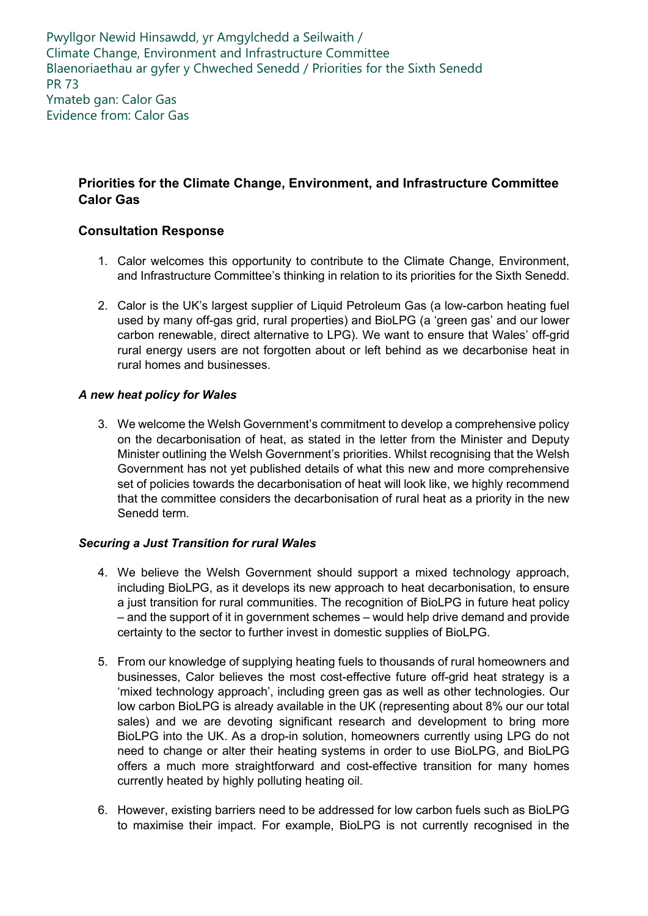Pwyllgor Newid Hinsawdd, yr Amgylchedd a Seilwaith /
Climate Change, Environment and Infrastructure Committee
Blaenoriaethau ar gyfer y Chweched Senedd / Priorities for the Sixth Senedd
PR 73
Ymateb gan: Calor Gas
Evidence from: Calor Gas

**Priorities for the Climate Change, Environment, and Infrastructure Committee**
**Calor Gas**

## Consultation Response

1. Calor welcomes this opportunity to contribute to the Climate Change, Environment, and Infrastructure Committee's thinking in relation to its priorities for the Sixth Senedd.

2. Calor is the UK's largest supplier of Liquid Petroleum Gas (a low-carbon heating fuel used by many off-gas grid, rural properties) and BioLPG (a 'green gas' and our lower carbon renewable, direct alternative to LPG). We want to ensure that Wales' off-grid rural energy users are not forgotten about or left behind as we decarbonise heat in rural homes and businesses.

### *A new heat policy for Wales*

3. We welcome the Welsh Government's commitment to develop a comprehensive policy on the decarbonisation of heat, as stated in the letter from the Minister and Deputy Minister outlining the Welsh Government's priorities. Whilst recognising that the Welsh Government has not yet published details of what this new and more comprehensive set of policies towards the decarbonisation of heat will look like, we highly recommend that the committee considers the decarbonisation of rural heat as a priority in the new Senedd term.

### *Securing a Just Transition for rural Wales*

4. We believe the Welsh Government should support a mixed technology approach, including BioLPG, as it develops its new approach to heat decarbonisation, to ensure a just transition for rural communities. The recognition of BioLPG in future heat policy – and the support of it in government schemes – would help drive demand and provide certainty to the sector to further invest in domestic supplies of BioLPG.

5. From our knowledge of supplying heating fuels to thousands of rural homeowners and businesses, Calor believes the most cost-effective future off-grid heat strategy is a 'mixed technology approach', including green gas as well as other technologies. Our low carbon BioLPG is already available in the UK (representing about 8% our our total sales) and we are devoting significant research and development to bring more BioLPG into the UK. As a drop-in solution, homeowners currently using LPG do not need to change or alter their heating systems in order to use BioLPG, and BioLPG offers a much more straightforward and cost-effective transition for many homes currently heated by highly polluting heating oil.

6. However, existing barriers need to be addressed for low carbon fuels such as BioLPG to maximise their impact. For example, BioLPG is not currently recognised in the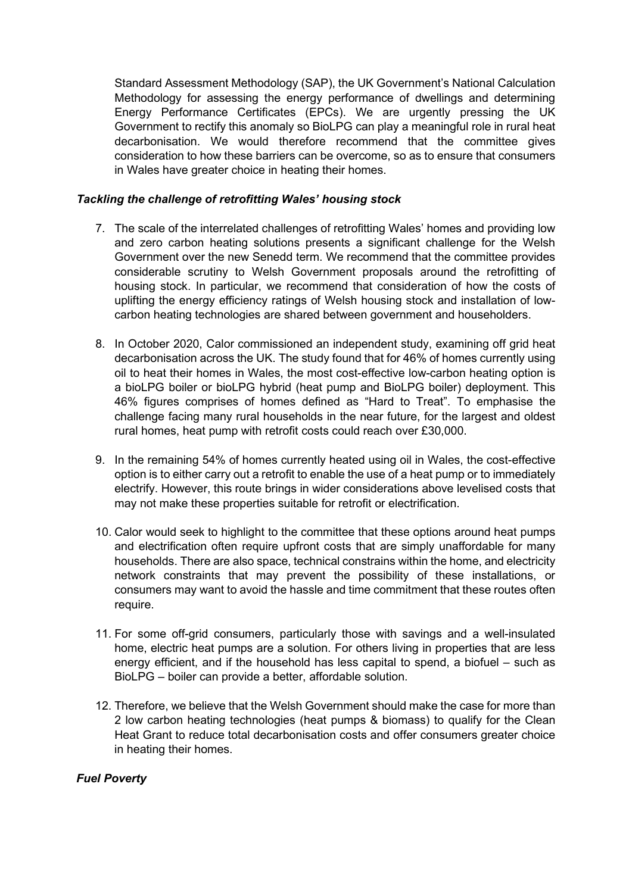Standard Assessment Methodology (SAP), the UK Government's National Calculation Methodology for assessing the energy performance of dwellings and determining Energy Performance Certificates (EPCs). We are urgently pressing the UK Government to rectify this anomaly so BioLPG can play a meaningful role in rural heat decarbonisation. We would therefore recommend that the committee gives consideration to how these barriers can be overcome, so as to ensure that consumers in Wales have greater choice in heating their homes.

***Tackling the challenge of retrofitting Wales' housing stock***

7. The scale of the interrelated challenges of retrofitting Wales' homes and providing low and zero carbon heating solutions presents a significant challenge for the Welsh Government over the new Senedd term. We recommend that the committee provides considerable scrutiny to Welsh Government proposals around the retrofitting of housing stock. In particular, we recommend that consideration of how the costs of uplifting the energy efficiency ratings of Welsh housing stock and installation of low-carbon heating technologies are shared between government and householders.

8. In October 2020, Calor commissioned an independent study, examining off grid heat decarbonisation across the UK. The study found that for 46% of homes currently using oil to heat their homes in Wales, the most cost-effective low-carbon heating option is a bioLPG boiler or bioLPG hybrid (heat pump and BioLPG boiler) deployment. This 46% figures comprises of homes defined as "Hard to Treat". To emphasise the challenge facing many rural households in the near future, for the largest and oldest rural homes, heat pump with retrofit costs could reach over £30,000.

9. In the remaining 54% of homes currently heated using oil in Wales, the cost-effective option is to either carry out a retrofit to enable the use of a heat pump or to immediately electrify. However, this route brings in wider considerations above levelised costs that may not make these properties suitable for retrofit or electrification.

10. Calor would seek to highlight to the committee that these options around heat pumps and electrification often require upfront costs that are simply unaffordable for many households. There are also space, technical constrains within the home, and electricity network constraints that may prevent the possibility of these installations, or consumers may want to avoid the hassle and time commitment that these routes often require.

11. For some off-grid consumers, particularly those with savings and a well-insulated home, electric heat pumps are a solution. For others living in properties that are less energy efficient, and if the household has less capital to spend, a biofuel – such as BioLPG – boiler can provide a better, affordable solution.

12. Therefore, we believe that the Welsh Government should make the case for more than 2 low carbon heating technologies (heat pumps & biomass) to qualify for the Clean Heat Grant to reduce total decarbonisation costs and offer consumers greater choice in heating their homes.

***Fuel Poverty***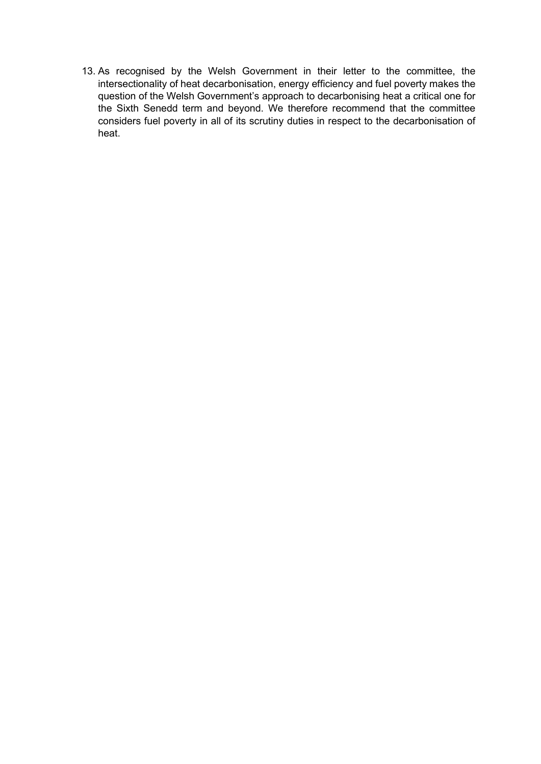13. As recognised by the Welsh Government in their letter to the committee, the intersectionality of heat decarbonisation, energy efficiency and fuel poverty makes the question of the Welsh Government's approach to decarbonising heat a critical one for the Sixth Senedd term and beyond. We therefore recommend that the committee considers fuel poverty in all of its scrutiny duties in respect to the decarbonisation of heat.